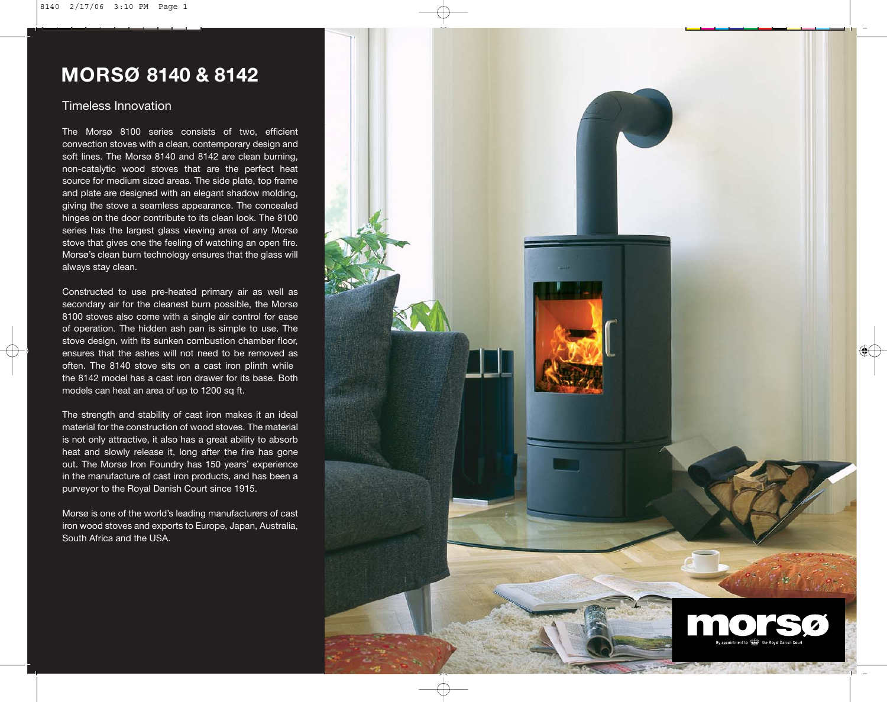# MORSØ 8140 & 8142

## Timeless Innovation

The Morsø 8100 series consists of two, efficient convection stoves with a clean, contemporary design and soft lines. The Morsø 8140 and 8142 are clean burning, non-catalytic wood stoves that are the perfect heat source for medium sized areas. The side plate, top frame and plate are designed with an elegant shadow molding, giving the stove a seamless appearance. The concealed hinges on the door contribute to its clean look. The 8100 series has the largest glass viewing area of any Morsø stove that gives one the feeling of watching an open fire. Morsø's clean burn technology ensures that the glass will always stay clean.

Constructed to use pre-heated primary air as well as secondary air for the cleanest burn possible, the Morsø 8100 stoves also come with a single air control for ease of operation. The hidden ash pan is simple to use. The stove design, with its sunken combustion chamber floor, ensures that the ashes will not need to be removed as often. The 8140 stove sits on a cast iron plinth while the 8142 model has a cast iron drawer for its base. Both models can heat an area of up to 1200 sq ft.

The strength and stability of cast iron makes it an ideal material for the construction of wood stoves. The material is not only attractive, it also has a great ability to absorb heat and slowly release it, long after the fire has gone out. The Morsø Iron Foundry has 150 years' experience in the manufacture of cast iron products, and has been a purveyor to the Royal Danish Court since 1915.

Morsø is one of the world's leading manufacturers of cast iron wood stoves and exports to Europe, Japan, Australia, South Africa and the USA.

**morsø**

By appointment to the Royal Danish Court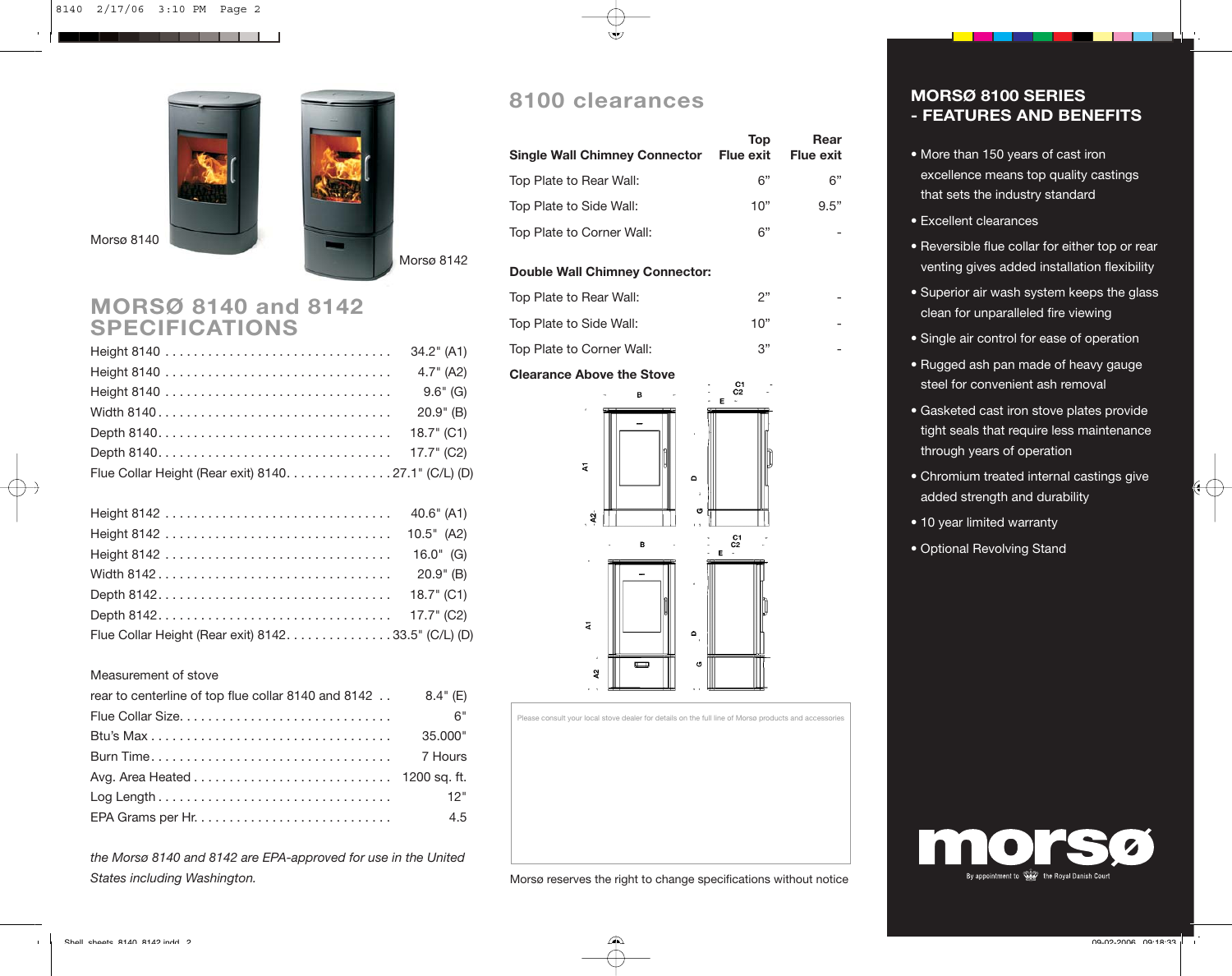Morsø 8140

Morsø 8142

## MORSØ 8140 and 8142 SPECIFICATIONS

| | |
|---|---|
| Height 8140 | 34.2" (A1) |
| Height 8140 | 4.7" (A2) |
| Height 8140 | 9.6" (G) |
| Width 8140 | 20.9" (B) |
| Depth 8140 | 18.7" (C1) |
| Depth 8140 | 17.7" (C2) |
| Flue Collar Height (Rear exit) 8140 | 27.1" (C/L) (D) |
| Height 8142 | 40.6" (A1) |
| Height 8142 | 10.5" (A2) |
| Height 8142 | 16.0" (G) |
| Width 8142 | 20.9" (B) |
| Depth 8142 | 18.7" (C1) |
| Depth 8142 | 17.7" (C2) |
| Flue Collar Height (Rear exit) 8142 | 33.5" (C/L) (D) |

Measurement of stove

| | |
|---|---|
| rear to centerline of top flue collar 8140 and 8142 | 8.4" (E) |
| Flue Collar Size | 6" |
| Btu's Max | 35.000" |
| Burn Time | 7 Hours |
| Avg. Area Heated | 1200 sq. ft. |
| Log Length | 12" |
| EPA Grams per Hr. | 4.5 |

*the Morsø 8140 and 8142 are EPA-approved for use in the United States including Washington.*

## 8100 clearances

| Single Wall Chimney Connector | Top Flue exit | Rear Flue exit |
|---|---|---|
| Top Plate to Rear Wall: | 6" | 6" |
| Top Plate to Side Wall: | 10" | 9.5" |
| Top Plate to Corner Wall: | 6" | - |
| **Double Wall Chimney Connector:** | | |
| Top Plate to Rear Wall: | 2" | - |
| Top Plate to Side Wall: | 10" | - |
| Top Plate to Corner Wall: | 3" | - |

**Clearance Above the Stove**

B
C1
C2
E
A1
A2
D
G

Please consult your local stove dealer for details on the full line of Morsø products and accessories

Morsø reserves the right to change specifications without notice

## MORSØ 8100 SERIES - FEATURES AND BENEFITS

- More than 150 years of cast iron excellence means top quality castings that sets the industry standard
- Excellent clearances
- Reversible flue collar for either top or rear venting gives added installation flexibility
- Superior air wash system keeps the glass clean for unparalleled fire viewing
- Single air control for ease of operation
- Rugged ash pan made of heavy gauge steel for convenient ash removal
- Gasketed cast iron stove plates provide tight seals that require less maintenance through years of operation
- Chromium treated internal castings give added strength and durability
- 10 year limited warranty
- Optional Revolving Stand

morsø

By appointment to the Royal Danish Court